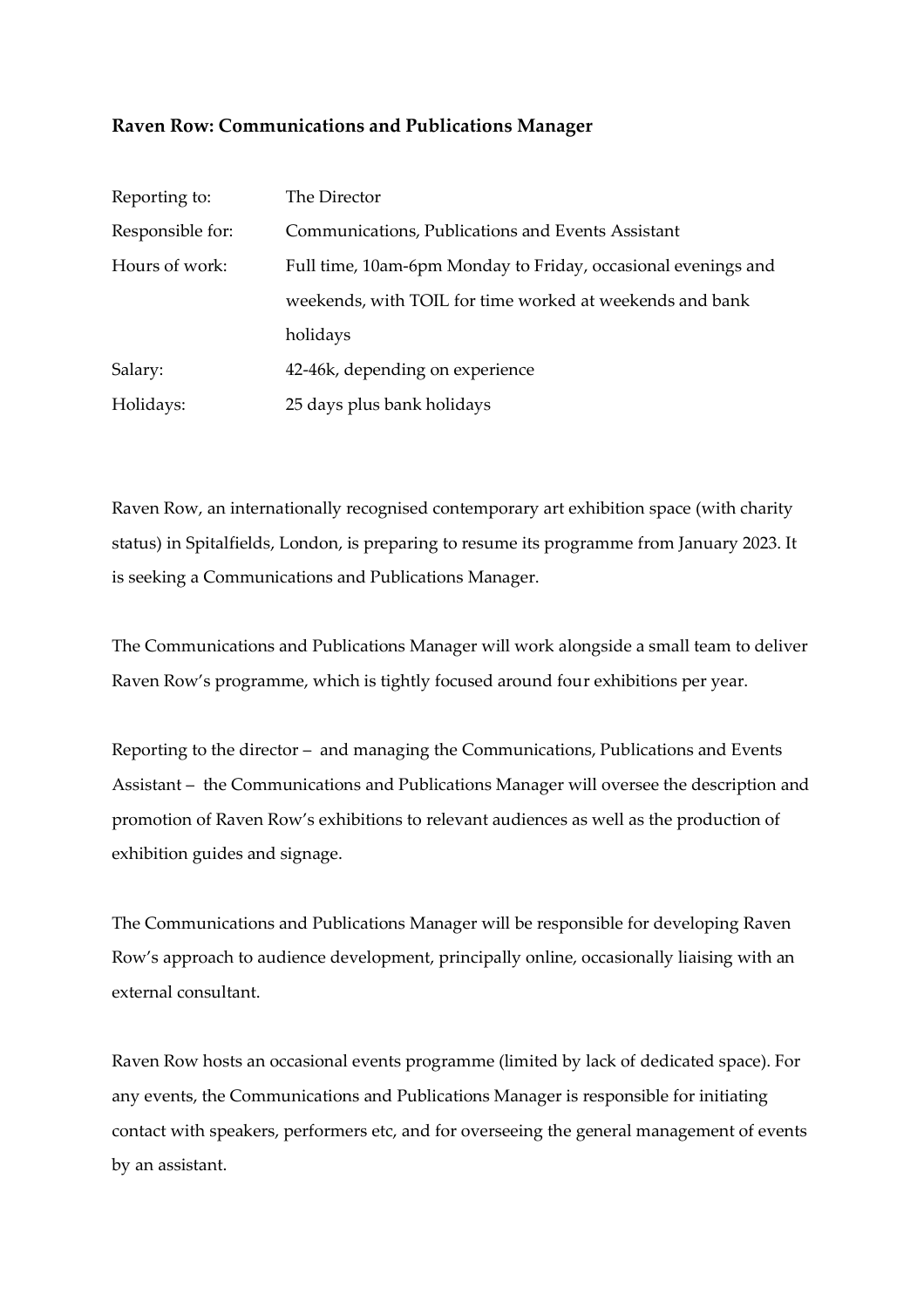**Raven Row: Communications and Publications Manager**

| | |
|---|---|
| Reporting to: | The Director |
| Responsible for: | Communications, Publications and Events Assistant |
| Hours of work: | Full time, 10am-6pm Monday to Friday, occasional evenings and weekends, with TOIL for time worked at weekends and bank holidays |
| Salary: | 42-46k, depending on experience |
| Holidays: | 25 days plus bank holidays |

Raven Row, an internationally recognised contemporary art exhibition space (with charity status) in Spitalfields, London, is preparing to resume its programme from January 2023. It is seeking a Communications and Publications Manager.

The Communications and Publications Manager will work alongside a small team to deliver Raven Row's programme, which is tightly focused around four exhibitions per year.

Reporting to the director – and managing the Communications, Publications and Events Assistant – the Communications and Publications Manager will oversee the description and promotion of Raven Row's exhibitions to relevant audiences as well as the production of exhibition guides and signage.

The Communications and Publications Manager will be responsible for developing Raven Row's approach to audience development, principally online, occasionally liaising with an external consultant.

Raven Row hosts an occasional events programme (limited by lack of dedicated space). For any events, the Communications and Publications Manager is responsible for initiating contact with speakers, performers etc, and for overseeing the general management of events by an assistant.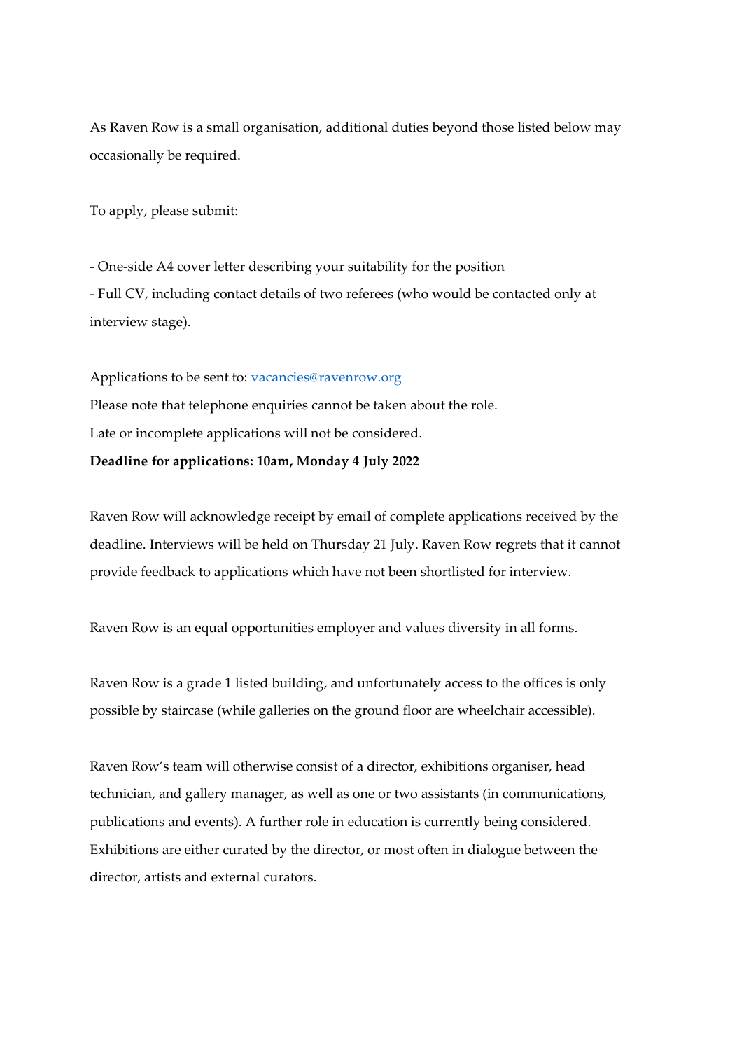As Raven Row is a small organisation, additional duties beyond those listed below may occasionally be required.

To apply, please submit:

- One-side A4 cover letter describing your suitability for the position
- Full CV, including contact details of two referees (who would be contacted only at interview stage).

Applications to be sent to: [vacancies@ravenrow.org](mailto:vacancies@ravenrow.org)
Please note that telephone enquiries cannot be taken about the role.
Late or incomplete applications will not be considered.
**Deadline for applications: 10am, Monday 4 July 2022**

Raven Row will acknowledge receipt by email of complete applications received by the deadline. Interviews will be held on Thursday 21 July. Raven Row regrets that it cannot provide feedback to applications which have not been shortlisted for interview.

Raven Row is an equal opportunities employer and values diversity in all forms.

Raven Row is a grade 1 listed building, and unfortunately access to the offices is only possible by staircase (while galleries on the ground floor are wheelchair accessible).

Raven Row's team will otherwise consist of a director, exhibitions organiser, head technician, and gallery manager, as well as one or two assistants (in communications, publications and events). A further role in education is currently being considered. Exhibitions are either curated by the director, or most often in dialogue between the director, artists and external curators.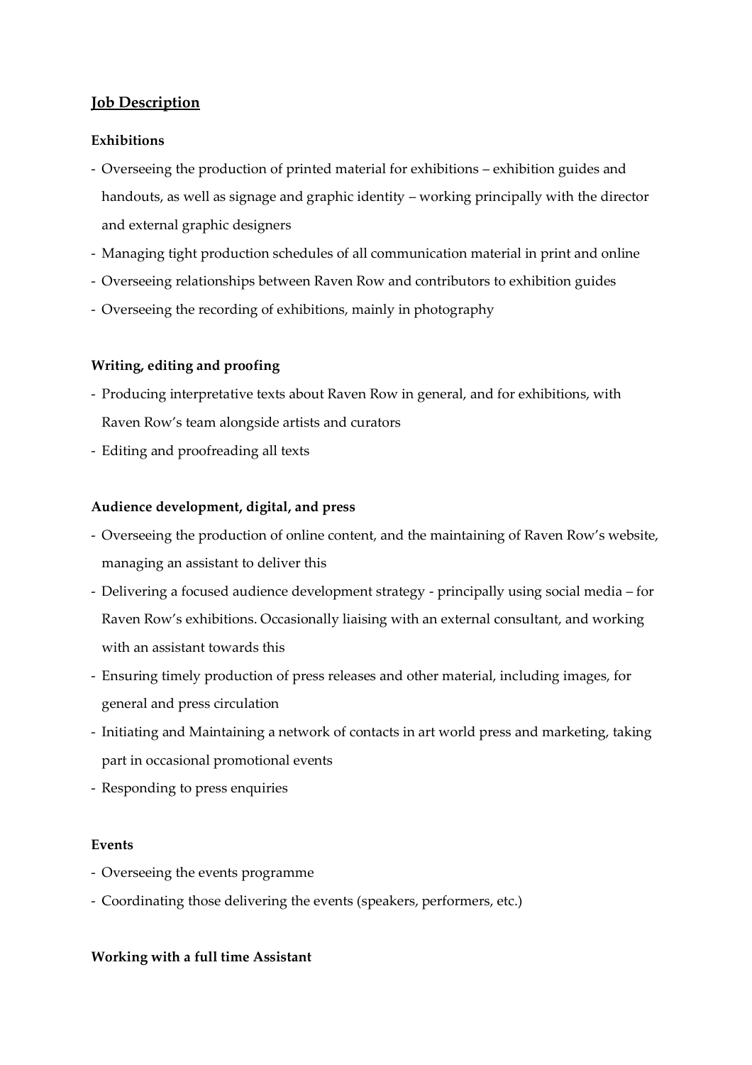## Job Description

### Exhibitions

- Overseeing the production of printed material for exhibitions – exhibition guides and handouts, as well as signage and graphic identity – working principally with the director and external graphic designers
- Managing tight production schedules of all communication material in print and online
- Overseeing relationships between Raven Row and contributors to exhibition guides
- Overseeing the recording of exhibitions, mainly in photography

### Writing, editing and proofing

- Producing interpretative texts about Raven Row in general, and for exhibitions, with Raven Row's team alongside artists and curators
- Editing and proofreading all texts

### Audience development, digital, and press

- Overseeing the production of online content, and the maintaining of Raven Row's website, managing an assistant to deliver this
- Delivering a focused audience development strategy - principally using social media – for Raven Row's exhibitions. Occasionally liaising with an external consultant, and working with an assistant towards this
- Ensuring timely production of press releases and other material, including images, for general and press circulation
- Initiating and Maintaining a network of contacts in art world press and marketing, taking part in occasional promotional events
- Responding to press enquiries

### Events

- Overseeing the events programme
- Coordinating those delivering the events (speakers, performers, etc.)

### Working with a full time Assistant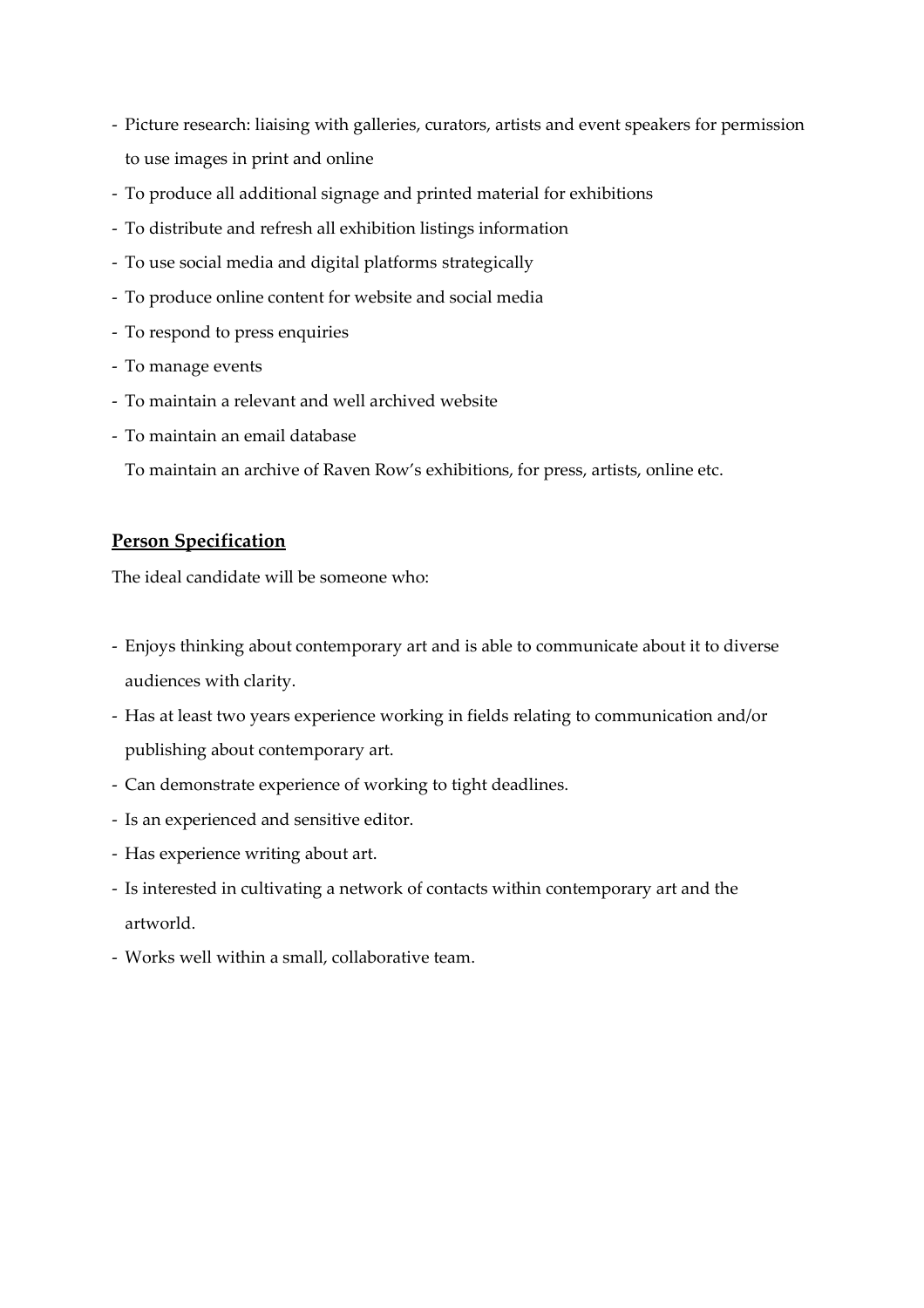- Picture research: liaising with galleries, curators, artists and event speakers for permission to use images in print and online
- To produce all additional signage and printed material for exhibitions
- To distribute and refresh all exhibition listings information
- To use social media and digital platforms strategically
- To produce online content for website and social media
- To respond to press enquiries
- To manage events
- To maintain a relevant and well archived website
- To maintain an email database

  To maintain an archive of Raven Row's exhibitions, for press, artists, online etc.

## **Person Specification**

The ideal candidate will be someone who:

- Enjoys thinking about contemporary art and is able to communicate about it to diverse audiences with clarity.
- Has at least two years experience working in fields relating to communication and/or publishing about contemporary art.
- Can demonstrate experience of working to tight deadlines.
- Is an experienced and sensitive editor.
- Has experience writing about art.
- Is interested in cultivating a network of contacts within contemporary art and the artworld.
- Works well within a small, collaborative team.